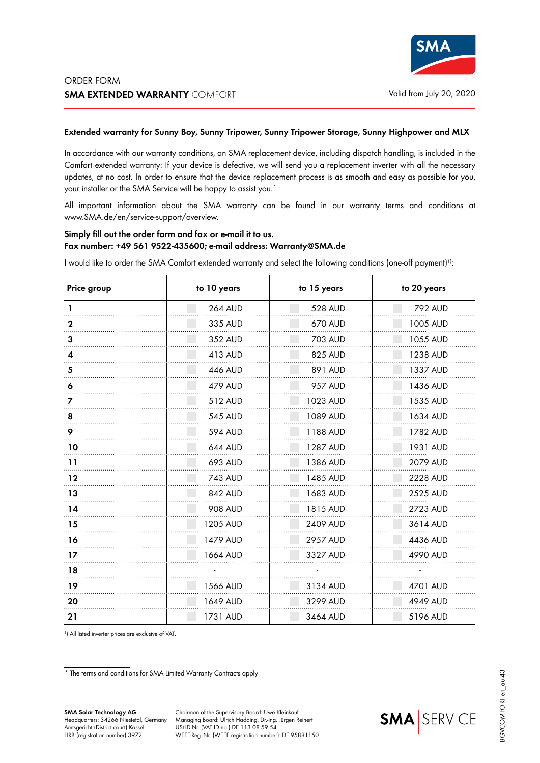ORDER FORM

# SMA EXTENDED WARRANTY COMFORT

Valid from July 20, 2020

**Extended warranty for Sunny Boy, Sunny Tripower, Sunny Tripower Storage, Sunny Highpower and MLX**

In accordance with our warranty conditions, an SMA replacement device, including dispatch handling, is included in the Comfort extended warranty: If your device is defective, we will send you a replacement inverter with all the necessary updates, at no cost. In order to ensure that the device replacement process is as smooth and easy as possible for you, your installer or the SMA Service will be happy to assist you.*

All important information about the SMA warranty can be found in our warranty terms and conditions at www.SMA.de/en/service-support/overview.

**Simply fill out the order form and fax or e-mail it to us.**
**Fax number: +49 561 9522-435600; e-mail address: Warranty@SMA.de**

I would like to order the SMA Comfort extended warranty and select the following conditions (one-off payment)[1]:

| Price group | to 10 years | to 15 years | to 20 years |
|---|---|---|---|
| 1 | 264 AUD | 528 AUD | 792 AUD |
| 2 | 335 AUD | 670 AUD | 1005 AUD |
| 3 | 352 AUD | 703 AUD | 1055 AUD |
| 4 | 413 AUD | 825 AUD | 1238 AUD |
| 5 | 446 AUD | 891 AUD | 1337 AUD |
| 6 | 479 AUD | 957 AUD | 1436 AUD |
| 7 | 512 AUD | 1023 AUD | 1535 AUD |
| 8 | 545 AUD | 1089 AUD | 1634 AUD |
| 9 | 594 AUD | 1188 AUD | 1782 AUD |
| 10 | 644 AUD | 1287 AUD | 1931 AUD |
| 11 | 693 AUD | 1386 AUD | 2079 AUD |
| 12 | 743 AUD | 1485 AUD | 2228 AUD |
| 13 | 842 AUD | 1683 AUD | 2525 AUD |
| 14 | 908 AUD | 1815 AUD | 2723 AUD |
| 15 | 1205 AUD | 2409 AUD | 3614 AUD |
| 16 | 1479 AUD | 2957 AUD | 4436 AUD |
| 17 | 1664 AUD | 3327 AUD | 4990 AUD |
| 18 | - | - | - |
| 19 | 1566 AUD | 3134 AUD | 4701 AUD |
| 20 | 1649 AUD | 3299 AUD | 4949 AUD |
| 21 | 1731 AUD | 3464 AUD | 5196 AUD |

[1]) All listed inverter prices are exclusive of VAT.

\* The terms and conditions for SMA Limited Warranty Contracts apply

**SMA Solar Technology AG**
Headquarters: 34266 Niestetal, Germany
Amtsgericht (District court) Kassel
HRB (registration number) 3972

Chairman of the Supervisory Board: Uwe Kleinkauf
Managing Board: Ulrich Hadding, Dr.-Ing. Jürgen Reinert
USt-ID-Nr. (VAT ID no.) DE 113 08 59 54
WEEE-Reg.-Nr. (WEEE registration number): DE 95881150

BGVCOMFORT-en_au-43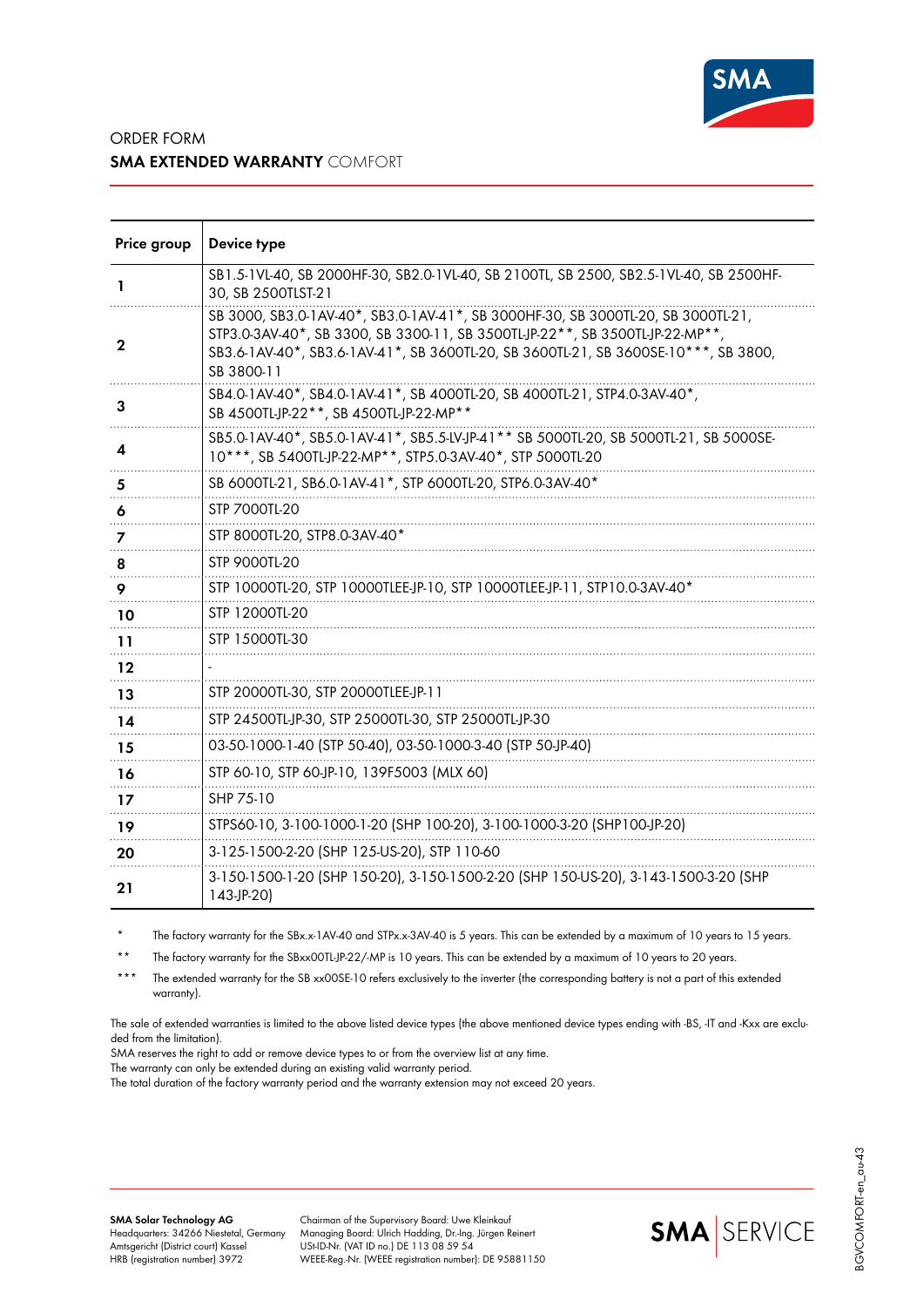ORDER FORM

**SMA EXTENDED WARRANTY** COMFORT

| Price group | Device type |
|---|---|
| 1 | SB1.5-1VL-40, SB 2000HF-30, SB2.0-1VL-40, SB 2100TL, SB 2500, SB2.5-1VL-40, SB 2500HF-30, SB 2500TLST-21 |
| 2 | SB 3000, SB3.0-1AV-40*, SB3.0-1AV-41*, SB 3000HF-30, SB 3000TL-20, SB 3000TL-21, STP3.0-3AV-40*, SB 3300, SB 3300-11, SB 3500TL-JP-22**, SB 3500TL-JP-22-MP**, SB3.6-1AV-40*, SB3.6-1AV-41*, SB 3600TL-20, SB 3600TL-21, SB 3600SE-10***, SB 3800, SB 3800-11 |
| 3 | SB4.0-1AV-40*, SB4.0-1AV-41*, SB 4000TL-20, SB 4000TL-21, STP4.0-3AV-40*, SB 4500TL-JP-22**, SB 4500TL-JP-22-MP** |
| 4 | SB5.0-1AV-40*, SB5.0-1AV-41*, SB5.5-LV-JP-41** SB 5000TL-20, SB 5000TL-21, SB 5000SE-10***, SB 5400TL-JP-22-MP**, STP5.0-3AV-40*, STP 5000TL-20 |
| 5 | SB 6000TL-21, SB6.0-1AV-41*, STP 6000TL-20, STP6.0-3AV-40* |
| 6 | STP 7000TL-20 |
| 7 | STP 8000TL-20, STP8.0-3AV-40* |
| 8 | STP 9000TL-20 |
| 9 | STP 10000TL-20, STP 10000TLEE-JP-10, STP 10000TLEE-JP-11, STP10.0-3AV-40* |
| 10 | STP 12000TL-20 |
| 11 | STP 15000TL-30 |
| 12 | - |
| 13 | STP 20000TL-30, STP 20000TLEE-JP-11 |
| 14 | STP 24500TL-JP-30, STP 25000TL-30, STP 25000TL-JP-30 |
| 15 | 03-50-1000-1-40 (STP 50-40), 03-50-1000-3-40 (STP 50-JP-40) |
| 16 | STP 60-10, STP 60-JP-10, 139F5003 (MLX 60) |
| 17 | SHP 75-10 |
| 19 | STPS60-10, 3-100-1000-1-20 (SHP 100-20), 3-100-1000-3-20 (SHP100-JP-20) |
| 20 | 3-125-1500-2-20 (SHP 125-US-20), STP 110-60 |
| 21 | 3-150-1500-1-20 (SHP 150-20), 3-150-1500-2-20 (SHP 150-US-20), 3-143-1500-3-20 (SHP 143-JP-20) |

\* The factory warranty for the SBx.x-1AV-40 and STPx.x-3AV-40 is 5 years. This can be extended by a maximum of 10 years to 15 years.

\** The factory warranty for the SBxx00TL-JP-22/-MP is 10 years. This can be extended by a maximum of 10 years to 20 years.

\*** The extended warranty for the SB xx00SE-10 refers exclusively to the inverter (the corresponding battery is not a part of this extended warranty).

The sale of extended warranties is limited to the above listed device types (the above mentioned device types ending with -BS, -IT and -Kxx are excluded from the limitation).
SMA reserves the right to add or remove device types to or from the overview list at any time.
The warranty can only be extended during an existing valid warranty period.
The total duration of the factory warranty period and the warranty extension may not exceed 20 years.

**SMA Solar Technology AG**
Headquarters: 34266 Niestetal, Germany
Amtsgericht (District court) Kassel
HRB (registration number) 3972

Chairman of the Supervisory Board: Uwe Kleinkauf
Managing Board: Ulrich Hadding, Dr.-Ing. Jürgen Reinert
USt-ID-Nr. (VAT ID no.) DE 113 08 59 54
WEEE-Reg.-Nr. (WEEE registration number): DE 95881150

BGVCOMFORT-en_au-43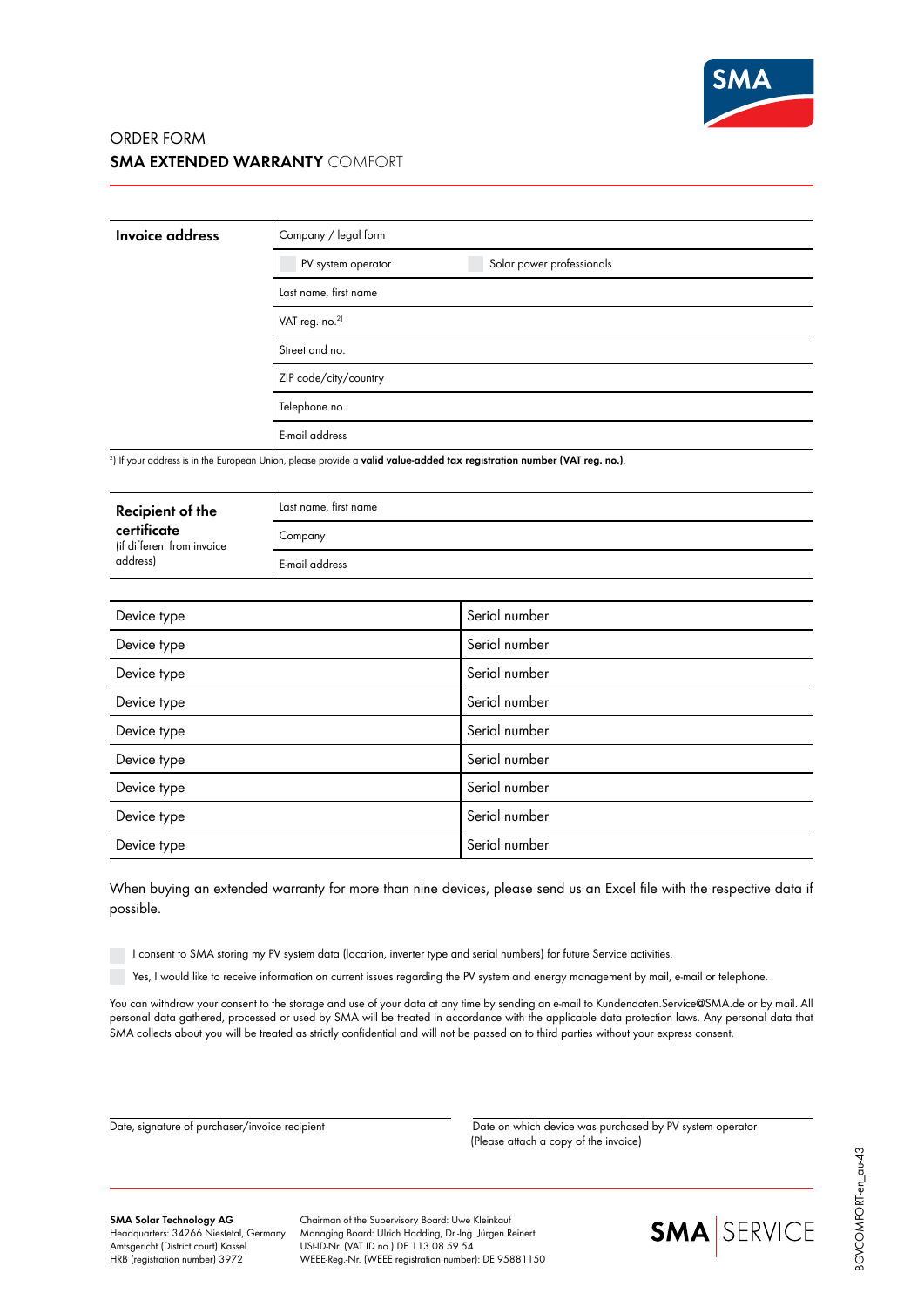ORDER FORM

# SMA EXTENDED WARRANTY COMFORT

| | |
|---|---|
| **Invoice address** | Company / legal form |
| | ☐ PV system operator ☐ Solar power professionals |
| | Last name, first name |
| | VAT reg. no.[2] |
| | Street and no. |
| | ZIP code/city/country |
| | Telephone no. |
| | E-mail address |

[2]) If your address is in the European Union, please provide a **valid value-added tax registration number (VAT reg. no.)**.

| | |
|---|---|
| **Recipient of the certificate** (if different from invoice address) | Last name, first name |
| | Company |
| | E-mail address |

| | |
|---|---|
| Device type | Serial number |
| Device type | Serial number |
| Device type | Serial number |
| Device type | Serial number |
| Device type | Serial number |
| Device type | Serial number |
| Device type | Serial number |
| Device type | Serial number |
| Device type | Serial number |

When buying an extended warranty for more than nine devices, please send us an Excel file with the respective data if possible.

☐ I consent to SMA storing my PV system data (location, inverter type and serial numbers) for future Service activities.

☐ Yes, I would like to receive information on current issues regarding the PV system and energy management by mail, e-mail or telephone.

You can withdraw your consent to the storage and use of your data at any time by sending an e-mail to Kundendaten.Service@SMA.de or by mail. All personal data gathered, processed or used by SMA will be treated in accordance with the applicable data protection laws. Any personal data that SMA collects about you will be treated as strictly confidential and will not be passed on to third parties without your express consent.

Date, signature of purchaser/invoice recipient

Date on which device was purchased by PV system operator (Please attach a copy of the invoice)

**SMA Solar Technology AG**
Headquarters: 34266 Niestetal, Germany
Amtsgericht (District court) Kassel
HRB (registration number) 3972

Chairman of the Supervisory Board: Uwe Kleinkauf
Managing Board: Ulrich Hadding, Dr.-Ing. Jürgen Reinert
USt-ID-Nr. (VAT ID no.) DE 113 08 59 54
WEEE-Reg.-Nr. (WEEE registration number): DE 95881150

BGVCOMFORT-en_au-43